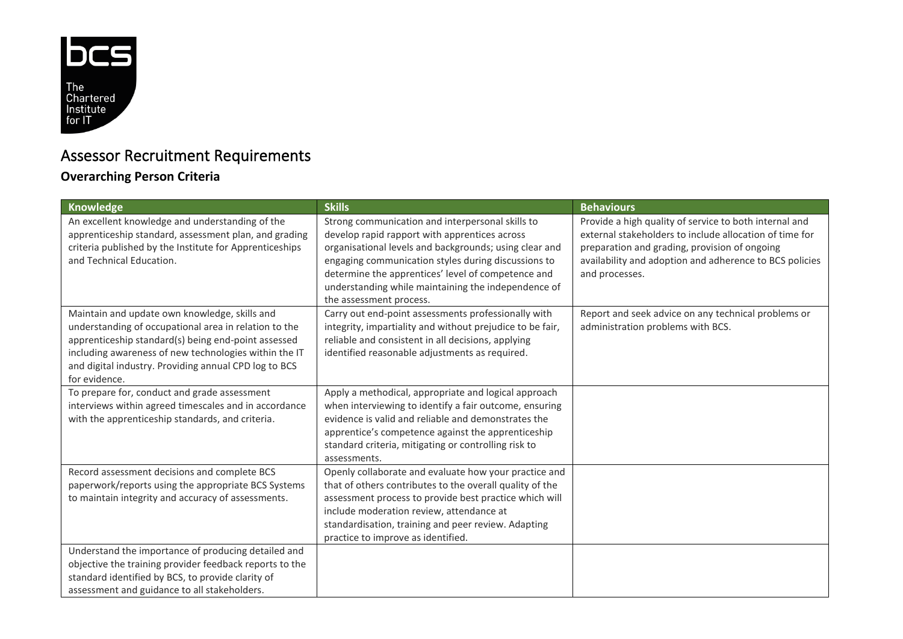# Assessor Recruitment Requirements

## Overarching Person Criteria

| Knowledge | Skills | Behaviours |
|---|---|---|
| An excellent knowledge and understanding of the apprenticeship standard, assessment plan, and grading criteria published by the Institute for Apprenticeships and Technical Education. | Strong communication and interpersonal skills to develop rapid rapport with apprentices across organisational levels and backgrounds; using clear and engaging communication styles during discussions to determine the apprentices' level of competence and understanding while maintaining the independence of the assessment process. | Provide a high quality of service to both internal and external stakeholders to include allocation of time for preparation and grading, provision of ongoing availability and adoption and adherence to BCS policies and processes. |
| Maintain and update own knowledge, skills and understanding of occupational area in relation to the apprenticeship standard(s) being end-point assessed including awareness of new technologies within the IT and digital industry. Providing annual CPD log to BCS for evidence. | Carry out end-point assessments professionally with integrity, impartiality and without prejudice to be fair, reliable and consistent in all decisions, applying identified reasonable adjustments as required. | Report and seek advice on any technical problems or administration problems with BCS. |
| To prepare for, conduct and grade assessment interviews within agreed timescales and in accordance with the apprenticeship standards, and criteria. | Apply a methodical, appropriate and logical approach when interviewing to identify a fair outcome, ensuring evidence is valid and reliable and demonstrates the apprentice's competence against the apprenticeship standard criteria, mitigating or controlling risk to assessments. | |
| Record assessment decisions and complete BCS paperwork/reports using the appropriate BCS Systems to maintain integrity and accuracy of assessments. | Openly collaborate and evaluate how your practice and that of others contributes to the overall quality of the assessment process to provide best practice which will include moderation review, attendance at standardisation, training and peer review. Adapting practice to improve as identified. | |
| Understand the importance of producing detailed and objective the training provider feedback reports to the standard identified by BCS, to provide clarity of assessment and guidance to all stakeholders. | | |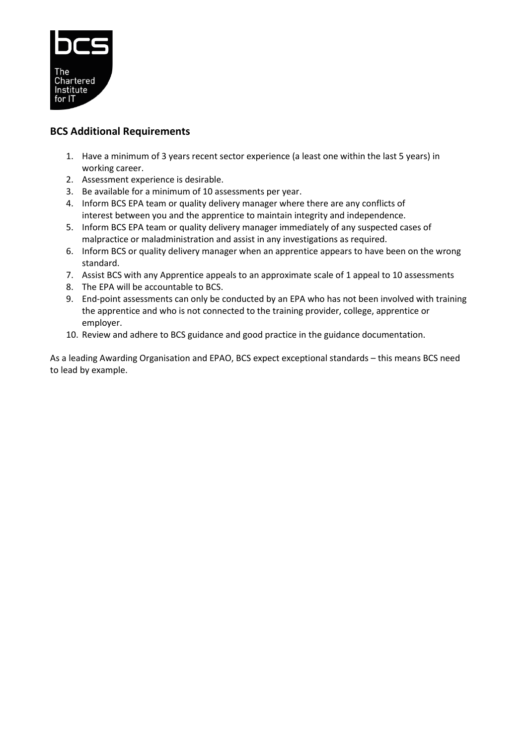## BCS Additional Requirements

1. Have a minimum of 3 years recent sector experience (a least one within the last 5 years) in working career.
2. Assessment experience is desirable.
3. Be available for a minimum of 10 assessments per year.
4. Inform BCS EPA team or quality delivery manager where there are any conflicts of interest between you and the apprentice to maintain integrity and independence.
5. Inform BCS EPA team or quality delivery manager immediately of any suspected cases of malpractice or maladministration and assist in any investigations as required.
6. Inform BCS or quality delivery manager when an apprentice appears to have been on the wrong standard.
7. Assist BCS with any Apprentice appeals to an approximate scale of 1 appeal to 10 assessments
8. The EPA will be accountable to BCS.
9. End-point assessments can only be conducted by an EPA who has not been involved with training the apprentice and who is not connected to the training provider, college, apprentice or employer.
10. Review and adhere to BCS guidance and good practice in the guidance documentation.

As a leading Awarding Organisation and EPAO, BCS expect exceptional standards – this means BCS need to lead by example.